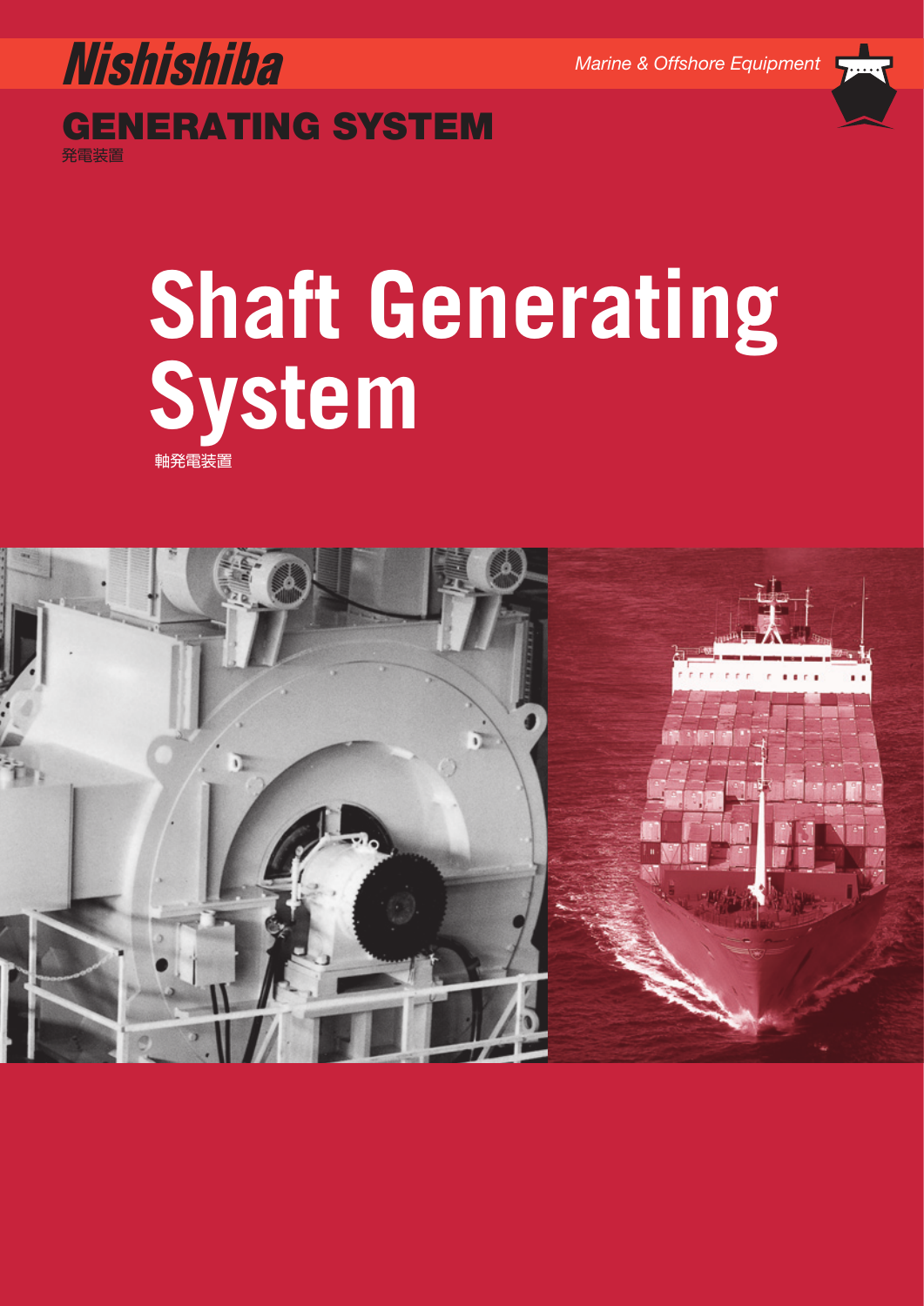Nishishiba

*Marine & Offshore Equipment*

## GENERATING SYSTEM

発電装置

# Shaft Generating System

軸発電装置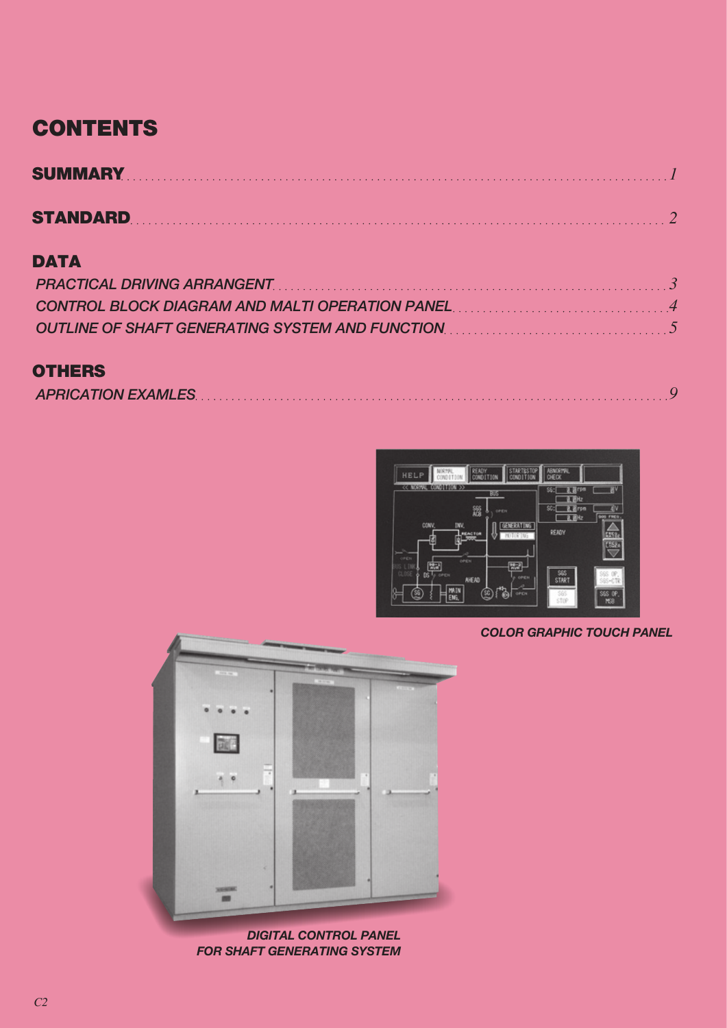# CONTENTS

**SUMMARY** ........ 1

**STANDARD** ........ 2

## DATA

*PRACTICAL DRIVING ARRANGENT* ........ 3
*CONTROL BLOCK DIAGRAM AND MALTI OPERATION PANEL* ........ 4
*OUTLINE OF SHAFT GENERATING SYSTEM AND FUNCTION* ........ 5

## OTHERS

*APRICATION EXAMLES* ........ 9

***COLOR GRAPHIC TOUCH PANEL***

***DIGITAL CONTROL PANEL FOR SHAFT GENERATING SYSTEM***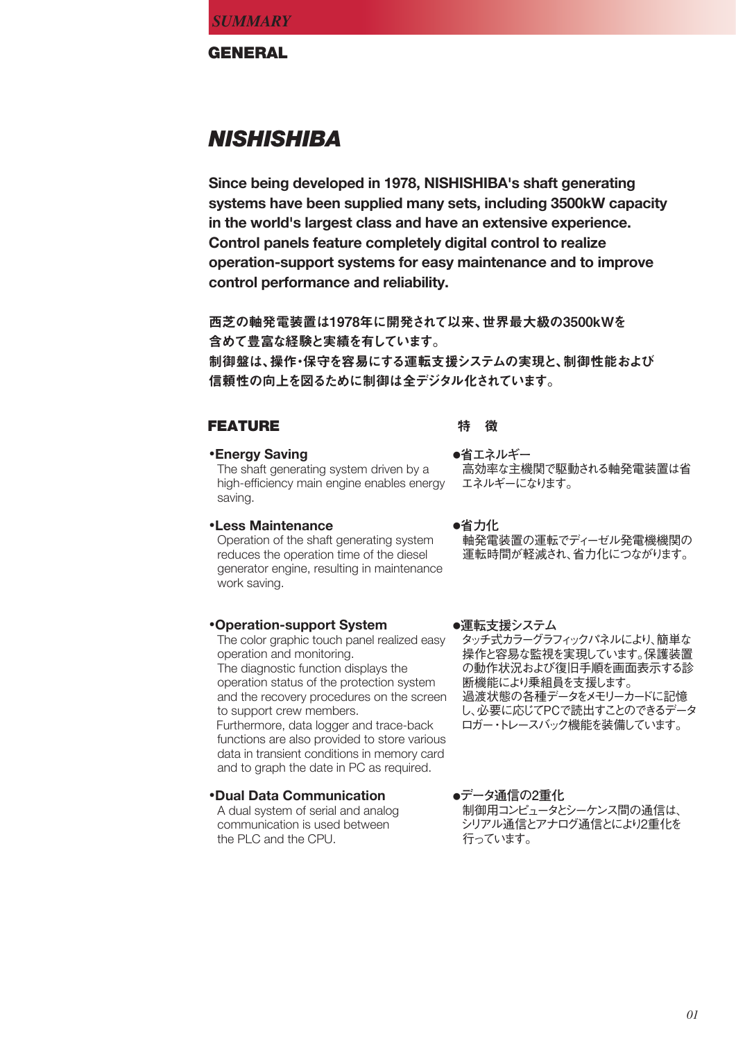*SUMMARY*

## GENERAL

# *NISHISHIBA*

**Since being developed in 1978, NISHISHIBA's shaft generating systems have been supplied many sets, including 3500kW capacity in the world's largest class and have an extensive experience. Control panels feature completely digital control to realize operation-support systems for easy maintenance and to improve control performance and reliability.**

**西芝の軸発電装置は1978年に開発されて以来、世界最大級の3500kWを含めて豊富な経験と実績を有しています。制御盤は、操作・保守を容易にする運転支援システムの実現と、制御性能および信頼性の向上を図るために制御は全デジタル化されています。**

## FEATURE

**•Energy Saving**
The shaft generating system driven by a high-efficiency main engine enables energy saving.

**•Less Maintenance**
Operation of the shaft generating system reduces the operation time of the diesel generator engine, resulting in maintenance work saving.

**•Operation-support System**
The color graphic touch panel realized easy operation and monitoring.
The diagnostic function displays the operation status of the protection system and the recovery procedures on the screen to support crew members.
Furthermore, data logger and trace-back functions are also provided to store various data in transient conditions in memory card and to graph the date in PC as required.

**•Dual Data Communication**
A dual system of serial and analog communication is used between the PLC and the CPU.

## 特　徴

**●省エネルギー**
高効率な主機関で駆動される軸発電装置は省エネルギーになります。

**●省力化**
軸発電装置の運転でディーゼル発電機機関の運転時間が軽減され、省力化につながります。

**●運転支援システム**
タッチ式カラーグラフィックパネルにより、簡単な操作と容易な監視を実現しています。保護装置の動作状況および復旧手順を画面表示する診断機能により乗組員を支援します。
過渡状態の各種データをメモリーカードに記憶し、必要に応じてPCで読出すことのできるデータロガー・トレースバック機能を装備しています。

**●データ通信の2重化**
制御用コンピュータとシーケンス間の通信は、シリアル通信とアナログ通信とにより2重化を行っています。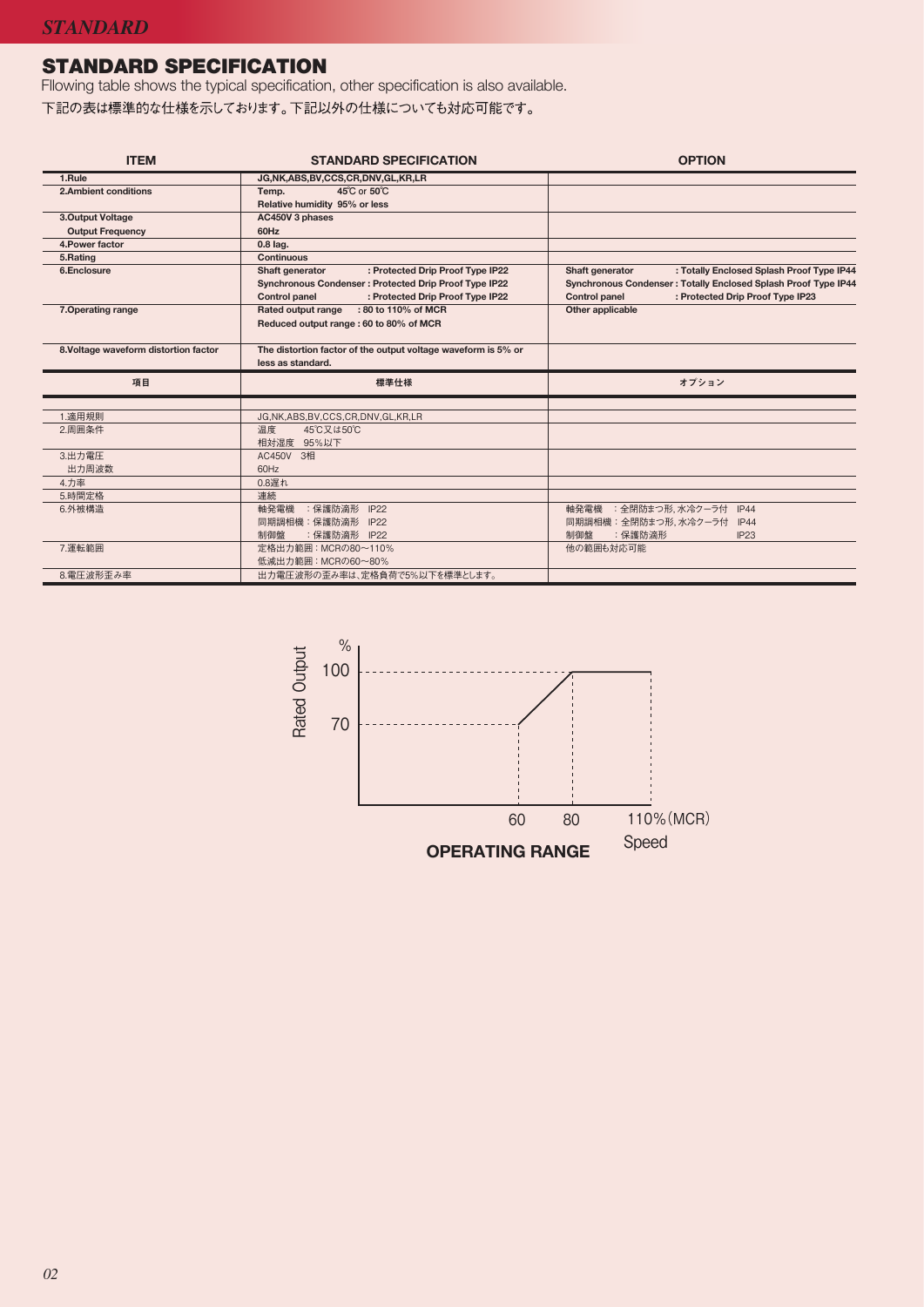## STANDARD SPECIFICATION

Fllowing table shows the typical specification, other specification is also available.

下記の表は標準的な仕様を示しております。下記以外の仕様についても対応可能です。

| ITEM | STANDARD SPECIFICATION | OPTION |
|---|---|---|
| 1.Rule | JG,NK,ABS,BV,CCS,CR,DNV,GL,KR,LR | |
| 2.Ambient conditions | Temp. 45℃ or 50℃<br>Relative humidity 95% or less | |
| 3.Output Voltage<br>Output Frequency | AC450V 3 phases<br>60Hz | |
| 4.Power factor | 0.8 lag. | |
| 5.Rating | Continuous | |
| 6.Enclosure | Shaft generator : Protected Drip Proof Type IP22<br>Synchronous Condenser : Protected Drip Proof Type IP22<br>Control panel : Protected Drip Proof Type IP22 | Shaft generator : Totally Enclosed Splash Proof Type IP44<br>Synchronous Condenser : Totally Enclosed Splash Proof Type IP44<br>Control panel : Protected Drip Proof Type IP23 |
| 7.Operating range | Rated output range : 80 to 110% of MCR<br>Reduced output range : 60 to 80% of MCR | Other applicable |
| 8.Voltage waveform distortion factor | The distortion factor of the output voltage waveform is 5% or less as standard. | |

| 項目 | 標準仕様 | オプション |
|---|---|---|
| 1.適用規則 | JG,NK,ABS,BV,CCS,CR,DNV,GL,KR,LR | |
| 2.周囲条件 | 温度 45℃又は50℃<br>相対湿度 95%以下 | |
| 3.出力電圧<br>出力周波数 | AC450V 3相<br>60Hz | |
| 4.力率 | 0.8遅れ | |
| 5.時間定格 | 連続 | |
| 6.外被構造 | 軸発電機 ：保護防滴形 IP22<br>同期調相機：保護防滴形 IP22<br>制御盤 ：保護防滴形 IP22 | 軸発電機 ：全閉防まつ形,水冷クーラ付 IP44<br>同期調相機：全閉防まつ形,水冷クーラ付 IP44<br>制御盤 ：保護防滴形 IP23 |
| 7.運転範囲 | 定格出力範囲：MCRの80～110%<br>低減出力範囲：MCRの60～80% | 他の範囲も対応可能 |
| 8.電圧波形歪み率 | 出力電圧波形の歪み率は、定格負荷で5%以下を標準とします。 | |

Rated Output (%): 100, 70
Speed: 60, 80, 110%(MCR)

**OPERATING RANGE**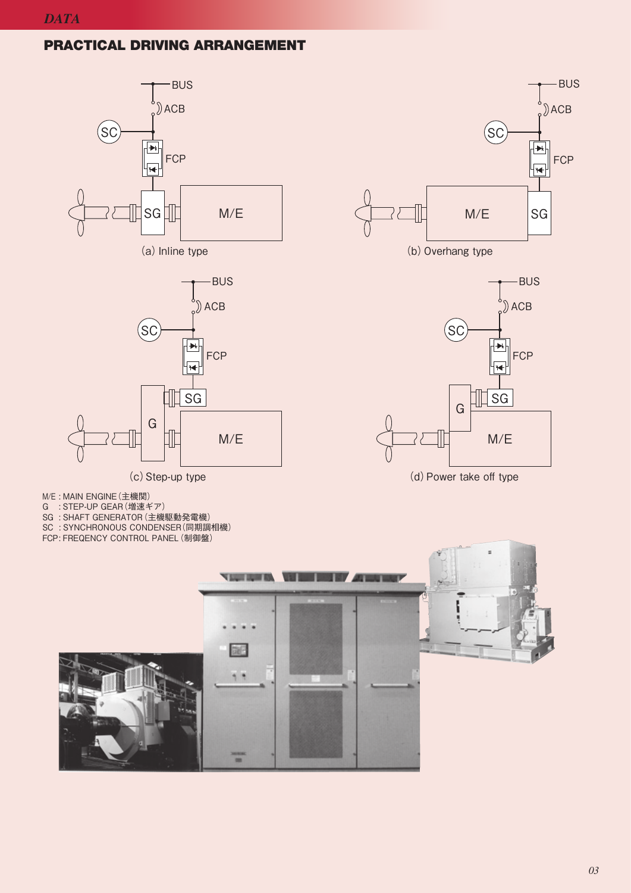## PRACTICAL DRIVING ARRANGEMENT

(a) Inline type

(b) Overhang type

(c) Step-up type

(d) Power take off type

M/E : MAIN ENGINE (主機関)
G : STEP-UP GEAR (増速ギア)
SG : SHAFT GENERATOR (主機駆動発電機)
SC : SYNCHRONOUS CONDENSER (同期調相機)
FCP: FREQENCY CONTROL PANEL (制御盤)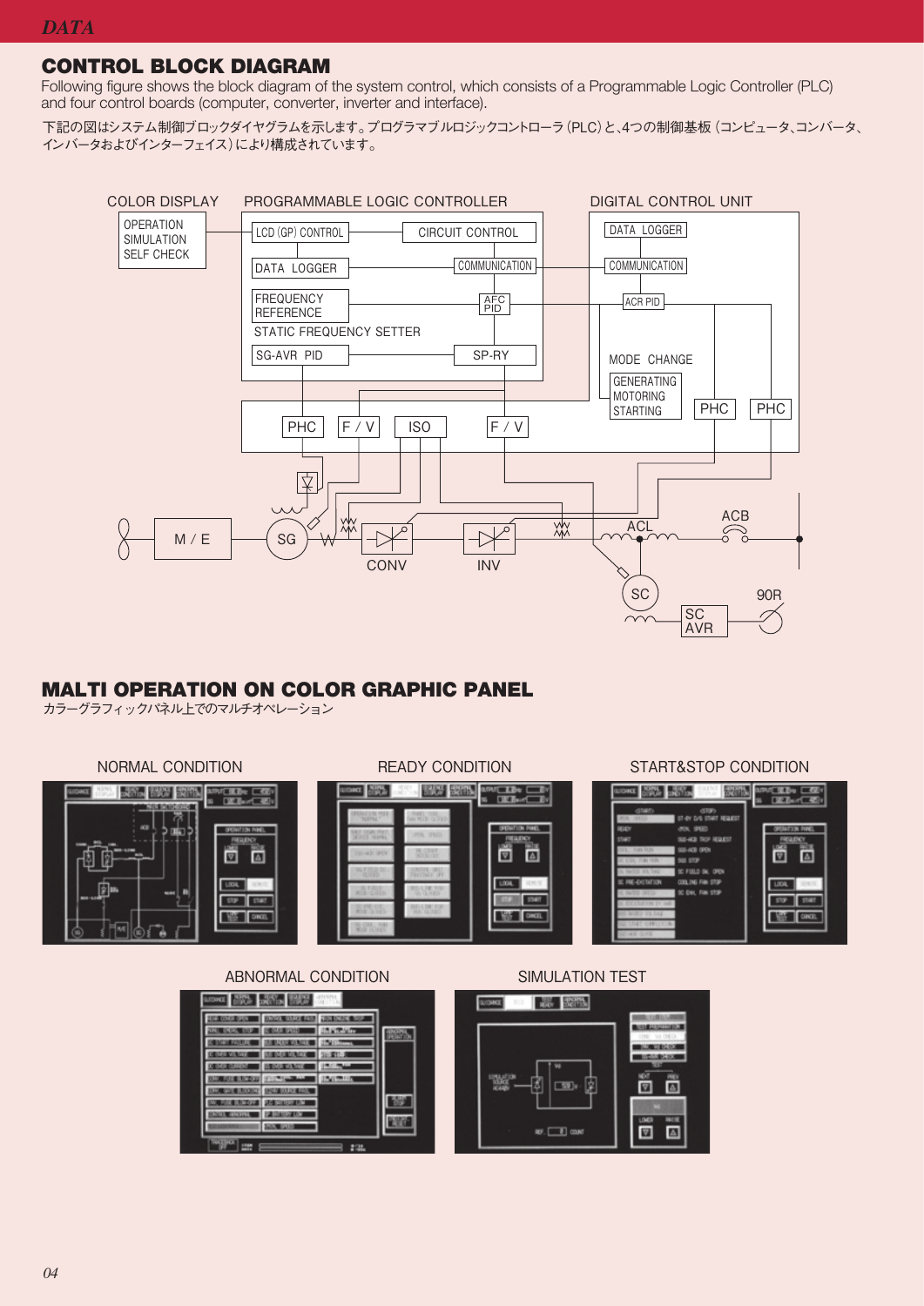## CONTROL BLOCK DIAGRAM

Following figure shows the block diagram of the system control, which consists of a Programmable Logic Controller (PLC) and four control boards (computer, converter, inverter and interface).

下記の図はシステム制御ブロックダイヤグラムを示します。プログラマブルロジックコントローラ（PLC）と､4つの制御基板（コンピュータ､コンバータ､インバータおよびインターフェイス）により構成されています。

COLOR DISPLAY

- OPERATION
- SIMULATION
- SELF CHECK

PROGRAMMABLE LOGIC CONTROLLER

- LCD (GP) CONTROL
- CIRCUIT CONTROL
- DATA LOGGER
- COMMUNICATION
- FREQUENCY REFERENCE
- AFC PID
- STATIC FREQUENCY SETTER
- SG-AVR PID
- SP-RY

DIGITAL CONTROL UNIT

- DATA LOGGER
- COMMUNICATION
- ACR PID
- MODE CHANGE
- GENERATING
- MOTORING
- STARTING

PHC　F / V　ISO　F / V　PHC　PHC

M / E　SG　CONV　INV　ACL　ACB　SC　SC AVR　90R

## MALTI OPERATION ON COLOR GRAPHIC PANEL

カラーグラフィックパネル上でのマルチオペレーション

NORMAL CONDITION

READY CONDITION

START&STOP CONDITION

ABNORMAL CONDITION

SIMULATION TEST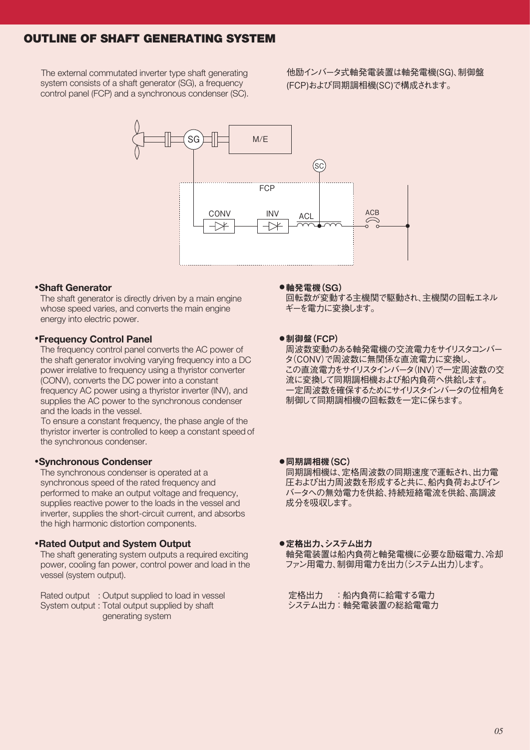## OUTLINE OF SHAFT GENERATING SYSTEM

The external commutated inverter type shaft generating system consists of a shaft generator (SG), a frequency control panel (FCP) and a synchronous condenser (SC).

他励インバータ式軸発電装置は軸発電機(SG)、制御盤(FCP)および同期調相機(SC)で構成されます。

SG M/E SC FCP CONV INV ACL ACB

**•Shaft Generator**

The shaft generator is directly driven by a main engine whose speed varies, and converts the main engine energy into electric power.

**●軸発電機(SG)**

回転数が変動する主機関で駆動され、主機関の回転エネルギーを電力に変換します。

**•Frequency Control Panel**

The frequency control panel converts the AC power of the shaft generator involving varying frequency into a DC power irrelative to frequency using a thyristor converter (CONV), converts the DC power into a constant frequency AC power using a thyristor inverter (INV), and supplies the AC power to the synchronous condenser and the loads in the vessel.

To ensure a constant frequency, the phase angle of the thyristor inverter is controlled to keep a constant speed of the synchronous condenser.

**●制御盤(FCP)**

周波数変動のある軸発電機の交流電力をサイリスタコンバータ(CONV)で周波数に無関係な直流電力に変換し、この直流電力をサイリスタインバータ(INV)で一定周波数の交流に変換して同期調相機および船内負荷へ供給します。

一定周波数を確保するためにサイリスタインバータの位相角を制御して同期調相機の回転数を一定に保ちます。

**•Synchronous Condenser**

The synchronous condenser is operated at a synchronous speed of the rated frequency and performed to make an output voltage and frequency, supplies reactive power to the loads in the vessel and inverter, supplies the short-circuit current, and absorbs the high harmonic distortion components.

**●同期調相機(SC)**

同期調相機は、定格周波数の同期速度で運転され、出力電圧および出力周波数を形成すると共に、船内負荷およびインバータへの無効電力を供給、持続短絡電流を供給、高調波成分を吸収します。

**•Rated Output and System Output**

The shaft generating system outputs a required exciting power, cooling fan power, control power and load in the vessel (system output).

Rated output : Output supplied to load in vessel
System output : Total output supplied by shaft generating system

**●定格出力、システム出力**

軸発電装置は船内負荷と軸発電機に必要な励磁電力、冷却ファン用電力、制御用電力を出力(システム出力)します。

定格出力　：船内負荷に給電する電力
システム出力：軸発電装置の総給電電力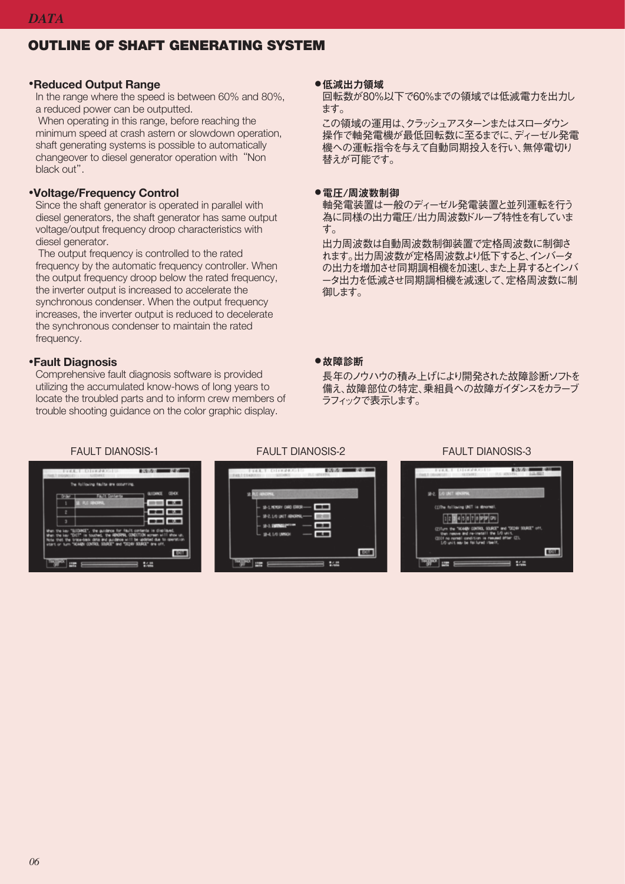## OUTLINE OF SHAFT GENERATING SYSTEM

**•Reduced Output Range**

In the range where the speed is between 60% and 80%, a reduced power can be outputted.

When operating in this range, before reaching the minimum speed at crash astern or slowdown operation, shaft generating systems is possible to automatically changeover to diesel generator operation with "Non black out".

**•Voltage/Frequency Control**

Since the shaft generator is operated in parallel with diesel generators, the shaft generator has same output voltage/output frequency droop characteristics with diesel generator.

The output frequency is controlled to the rated frequency by the automatic frequency controller. When the output frequency droop below the rated frequency, the inverter output is increased to accelerate the synchronous condenser. When the output frequency increases, the inverter output is reduced to decelerate the synchronous condenser to maintain the rated frequency.

**•Fault Diagnosis**

Comprehensive fault diagnosis software is provided utilizing the accumulated know-hows of long years to locate the troubled parts and to inform crew members of trouble shooting guidance on the color graphic display.

**●低減出力領域**

回転数が80%以下で60%までの領域では低減電力を出力します。

この領域の運用は、クラッシュアスターンまたはスローダウン操作で軸発電機が最低回転数に至るまでに、ディーゼル発電機への運転指令を与えて自動同期投入を行い、無停電切り替えが可能です。

**●電圧/周波数制御**

軸発電装置は一般のディーゼル発電装置と並列運転を行う為に同様の出力電圧/出力周波数ドループ特性を有しています。

出力周波数は自動周波数制御装置で定格周波数に制御されます。出力周波数が定格周波数より低下すると、インバータの出力を増加させ同期調相機を加速し、また上昇するとインバータ出力を低減させ同期調相機を減速して、定格周波数に制御します。

**●故障診断**

長年のノウハウの積み上げにより開発された故障診断ソフトを備え、故障部位の特定、乗組員への故障ガイダンスをカラーグラフィックで表示します。

FAULT DIANOSIS-1

FAULT DIANOSIS-2

FAULT DIANOSIS-3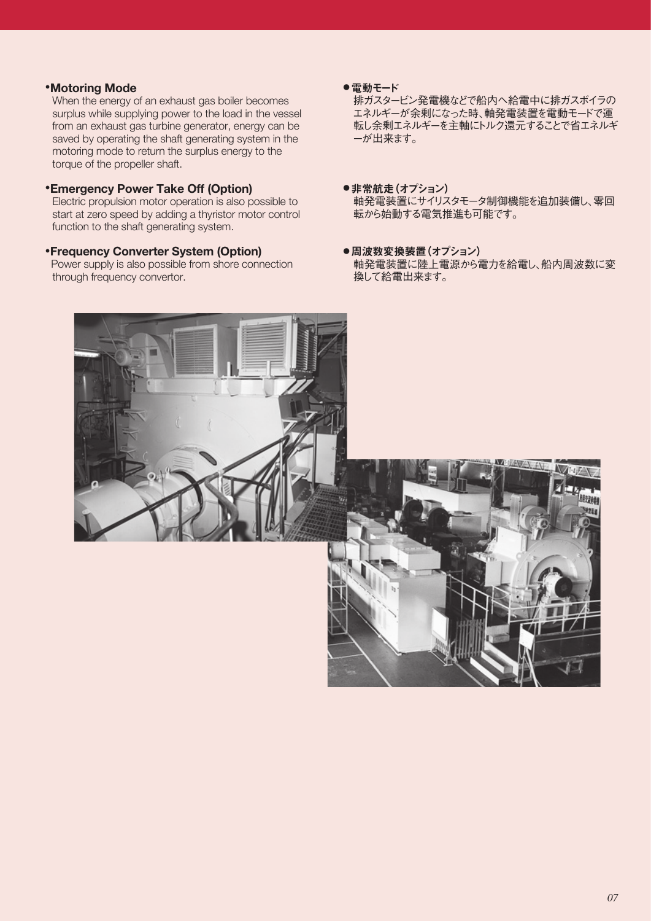- **Motoring Mode**
  When the energy of an exhaust gas boiler becomes surplus while supplying power to the load in the vessel from an exhaust gas turbine generator, energy can be saved by operating the shaft generating system in the motoring mode to return the surplus energy to the torque of the propeller shaft.

- **Emergency Power Take Off (Option)**
  Electric propulsion motor operation is also possible to start at zero speed by adding a thyristor motor control function to the shaft generating system.

- **Frequency Converter System (Option)**
  Power supply is also possible from shore connection through frequency convertor.

- **電動モード**
  排ガスタービン発電機などで船内へ給電中に排ガスボイラのエネルギーが余剰になった時、軸発電装置を電動モードで運転し余剰エネルギーを主軸にトルク還元することで省エネルギーが出来ます。

- **非常航走（オプション）**
  軸発電装置にサイリスタモータ制御機能を追加装備し、零回転から始動する電気推進も可能です。

- **周波数変換装置（オプション）**
  軸発電装置に陸上電源から電力を給電し、船内周波数に変換して給電出来ます。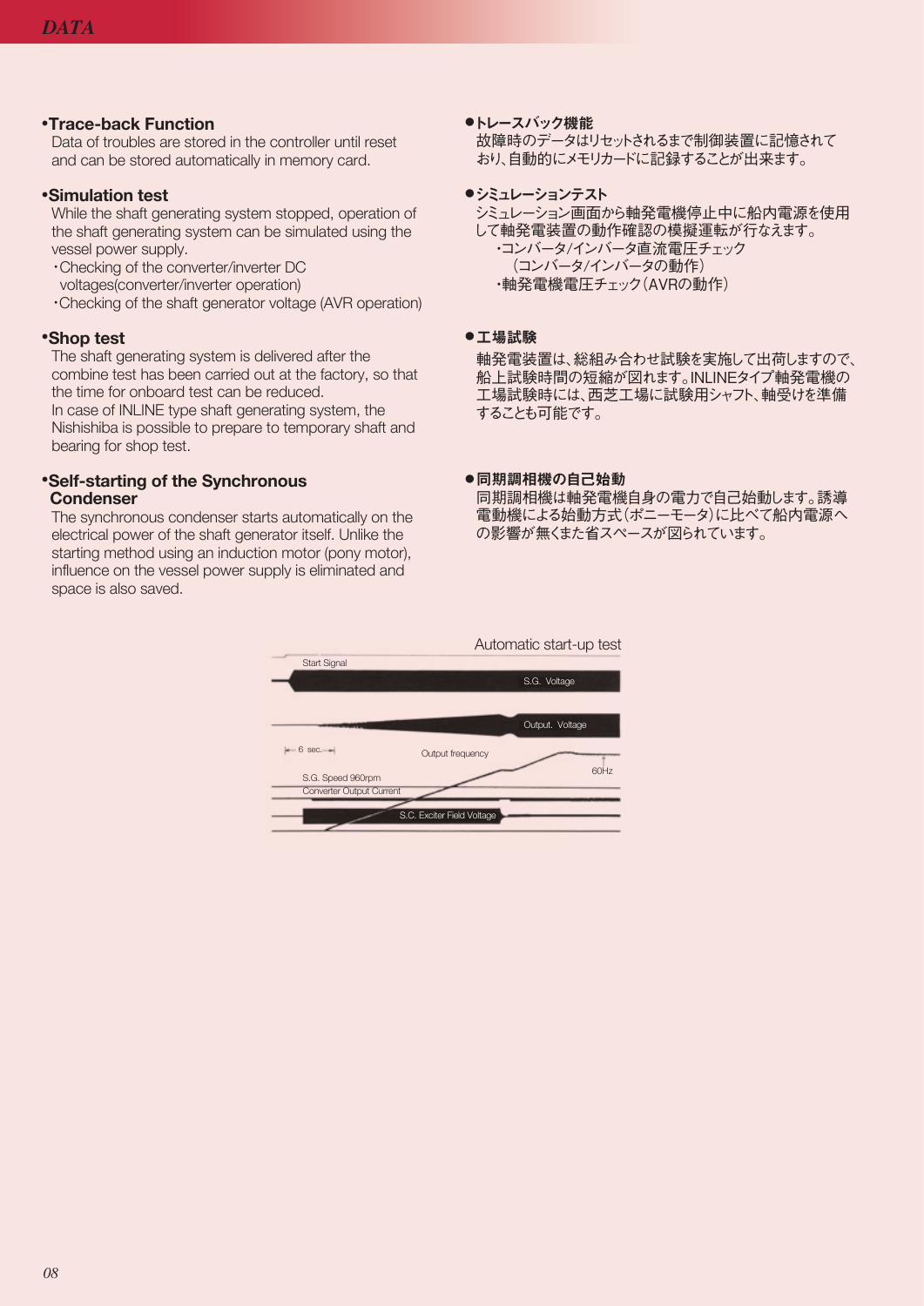## •Trace-back Function

Data of troubles are stored in the controller until reset and can be stored automatically in memory card.

## •Simulation test

While the shaft generating system stopped, operation of the shaft generating system can be simulated using the vessel power supply.

・Checking of the converter/inverter DC voltages(converter/inverter operation)

・Checking of the shaft generator voltage (AVR operation)

## •Shop test

The shaft generating system is delivered after the combine test has been carried out at the factory, so that the time for onboard test can be reduced.

In case of INLINE type shaft generating system, the Nishishiba is possible to prepare to temporary shaft and bearing for shop test.

## •Self-starting of the Synchronous Condenser

The synchronous condenser starts automatically on the electrical power of the shaft generator itself. Unlike the starting method using an induction motor (pony motor), influence on the vessel power supply is eliminated and space is also saved.

## ●トレースバック機能

故障時のデータはリセットされるまで制御装置に記憶されており、自動的にメモリカードに記録することが出来ます。

## ●シミュレーションテスト

シミュレーション画面から軸発電機停止中に船内電源を使用して軸発電装置の動作確認の模擬運転が行なえます。

・コンバータ/インバータ直流電圧チェック
（コンバータ/インバータの動作）

・軸発電機電圧チェック（AVRの動作）

## ●工場試験

軸発電装置は、総組み合わせ試験を実施して出荷しますので、船上試験時間の短縮が図れます。INLINEタイプ軸発電機の工場試験時には、西芝工場に試験用シャフト、軸受けを準備することも可能です。

## ●同期調相機の自己始動

同期調相機は軸発電機自身の電力で自己始動します。誘導電動機による始動方式（ポニーモータ）に比べて船内電源への影響が無くまた省スペースが図られています。

Automatic start-up test

Start Signal

S.G. Voltage

Output. Voltage

6 sec.

Output frequency

60Hz

S.G. Speed 960rpm

Converter Output Current

S.C. Exciter Field Voltage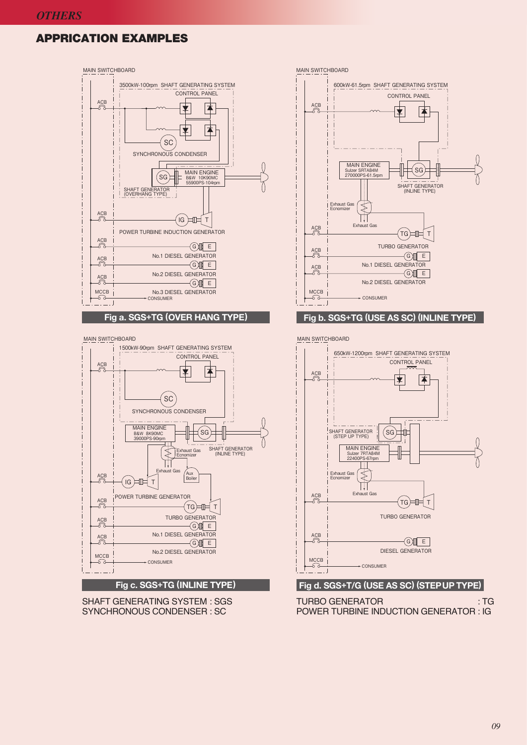# APPRICATION EXAMPLES

MAIN SWITCHBOARD

3500kW-100rpm SHAFT GENERATING SYSTEM

CONTROL PANEL

ACB

SC

SYNCHRONOUS CONDENSER

SG

MAIN ENGINE B&W 10K90MC 55900PS-104rpm

SHAFT GENERATOR (OVERHANG TYPE)

ACB

IG

T

POWER TURBINE INDUCTION GENERATOR

ACB

G E

No.1 DIESEL GENERATOR

ACB

G E

No.2 DIESEL GENERATOR

ACB

G E

No.3 DIESEL GENERATOR

MCCB

CONSUMER

**Fig a. SGS+TG (OVER HANG TYPE)**

MAIN SWITCHBOARD

600kW-61.5rpm SHAFT GENERATING SYSTEM

CONTROL PANEL

ACB

MAIN ENGINE Sulzer 5RTA84M 270000PS-61.5rpm

SG

SHAFT GENERATOR (INLINE TYPE)

Exhaust Gas Economizer

Exhaust Gas

ACB

TG

T

TURBO GENERATOR

ACB

G E

No.1 DIESEL GENERATOR

ACB

G E

No.2 DIESEL GENERATOR

MCCB

CONSUMER

**Fig b. SGS+TG (USE AS SC) (INLINE TYPE)**

MAIN SWITCHBOARD

1500kW-90rpm SHAFT GENERATING SYSTEM

CONTROL PANEL

ACB

SC

SYNCHRONOUS CONDENSER

MAIN ENGINE B&W 8K90MC 39000PS-90rpm

SG

Exhaust Gas Economizer

SHAFT GENERATOR (INLINE TYPE)

Exhaust Gas

Aux Boiler

ACB

IG

T

POWER TURBINE GENERATOR

ACB

TG

T

TURBO GENERATOR

ACB

G E

No.1 DIESEL GENERATOR

ACB

G E

No.2 DIESEL GENERATOR

MCCB

CONSUMER

**Fig c. SGS+TG (INLINE TYPE)**

MAIN SWITCHBOARD

650kW-1200rpm SHAFT GENERATING SYSTEM

CONTROL PANEL

ACB

SHAFT GENERATOR (STEP UP TYPE)

SG

MAIN ENGINE Sulzer 7RTA84M 22400PS-67rpm

Exhaust Gas Economizer

Exhaust Gas

ACB

TG

T

TURBO GENERATOR

ACB

G E

DIESEL GENERATOR

MCCB

CONSUMER

**Fig d. SGS+T/G (USE AS SC) (STEP UP TYPE)**

SHAFT GENERATING SYSTEM : SGS
SYNCHRONOUS CONDENSER : SC

TURBO GENERATOR : TG
POWER TURBINE INDUCTION GENERATOR : IG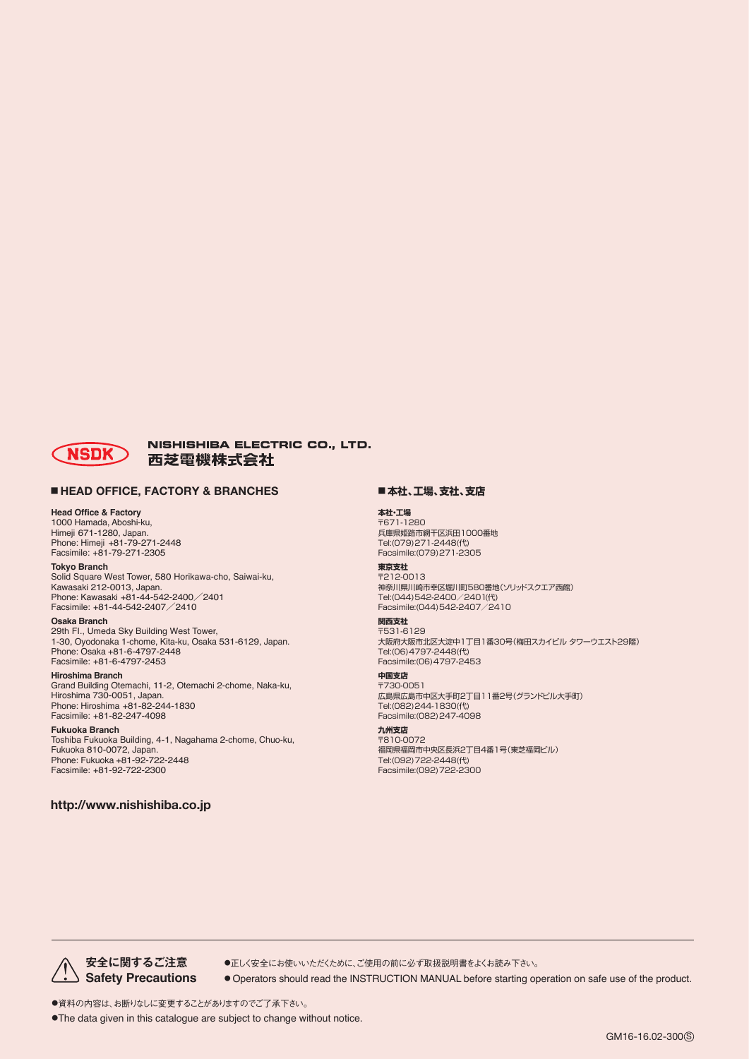NSDK

**NISHISHIBA ELECTRIC CO., LTD.**
**西芝電機株式会社**

## ■HEAD OFFICE, FACTORY & BRANCHES

**Head Office & Factory**
1000 Hamada, Aboshi-ku,
Himeji 671-1280, Japan.
Phone: Himeji +81-79-271-2448
Facsimile: +81-79-271-2305

**Tokyo Branch**
Solid Square West Tower, 580 Horikawa-cho, Saiwai-ku,
Kawasaki 212-0013, Japan.
Phone: Kawasaki +81-44-542-2400／2401
Facsimile: +81-44-542-2407／2410

**Osaka Branch**
29th Fl., Umeda Sky Building West Tower,
1-30, Oyodonaka 1-chome, Kita-ku, Osaka 531-6129, Japan.
Phone: Osaka +81-6-4797-2448
Facsimile: +81-6-4797-2453

**Hiroshima Branch**
Grand Building Otemachi, 11-2, Otemachi 2-chome, Naka-ku,
Hiroshima 730-0051, Japan.
Phone: Hiroshima +81-82-244-1830
Facsimile: +81-82-247-4098

**Fukuoka Branch**
Toshiba Fukuoka Building, 4-1, Nagahama 2-chome, Chuo-ku,
Fukuoka 810-0072, Japan.
Phone: Fukuoka +81-92-722-2448
Facsimile: +81-92-722-2300

**http://www.nishishiba.co.jp**

## ■本社、工場、支社、支店

**本社・工場**
〒671-1280
兵庫県姫路市網干区浜田1000番地
Tel:(079)271-2448(代)
Facsimile:(079)271-2305

**東京支社**
〒212-0013
神奈川県川崎市幸区堀川町580番地(ソリッドスクエア西館)
Tel:(044)542-2400／2401(代)
Facsimile:(044)542-2407／2410

**関西支社**
〒531-6129
大阪府大阪市北区大淀中1丁目1番30号(梅田スカイビル タワーウエスト29階)
Tel:(06)4797-2448(代)
Facsimile:(06)4797-2453

**中国支店**
〒730-0051
広島県広島市中区大手町2丁目11番2号(グランドビル大手町)
Tel:(082)244-1830(代)
Facsimile:(082)247-4098

**九州支店**
〒810-0072
福岡県福岡市中央区長浜2丁目4番1号(東芝福岡ビル)
Tel:(092)722-2448(代)
Facsimile:(092)722-2300

---

**安全に関するご注意**
**Safety Precautions**

●正しく安全にお使いいただくために、ご使用の前に必ず取扱説明書をよくお読み下さい。
● Operators should read the INSTRUCTION MANUAL before starting operation on safe use of the product.

●資料の内容は、お断りなしに変更することがありますのでご了承下さい。
●The data given in this catalogue are subject to change without notice.

GM16-16.02-300Ⓢ